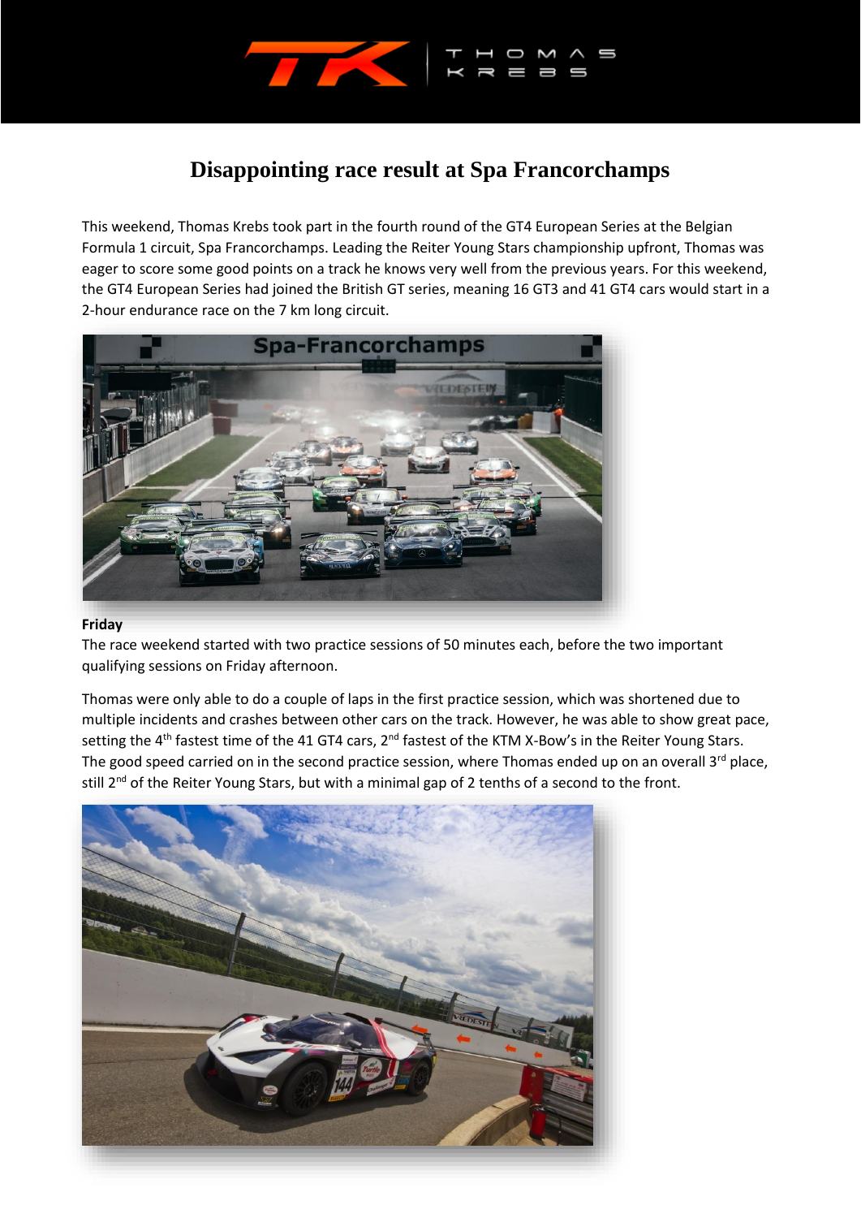# Disappointing race result at Spa Francorchamps

This weekend, Thomas Krebs took part in the fourth round of the GT4 European Series at the Belgian Formula 1 circuit, Spa Francorchamps. Leading the Reiter Young Stars championship upfront, Thomas was eager to score some good points on a track he knows very well from the previous years. For this weekend, the GT4 European Series had joined the British GT series, meaning 16 GT3 and 41 GT4 cars would start in a 2-hour endurance race on the 7 km long circuit.

**Friday**

The race weekend started with two practice sessions of 50 minutes each, before the two important qualifying sessions on Friday afternoon.

Thomas were only able to do a couple of laps in the first practice session, which was shortened due to multiple incidents and crashes between other cars on the track. However, he was able to show great pace, setting the 4th fastest time of the 41 GT4 cars, 2nd fastest of the KTM X-Bow's in the Reiter Young Stars. The good speed carried on in the second practice session, where Thomas ended up on an overall 3rd place, still 2nd of the Reiter Young Stars, but with a minimal gap of 2 tenths of a second to the front.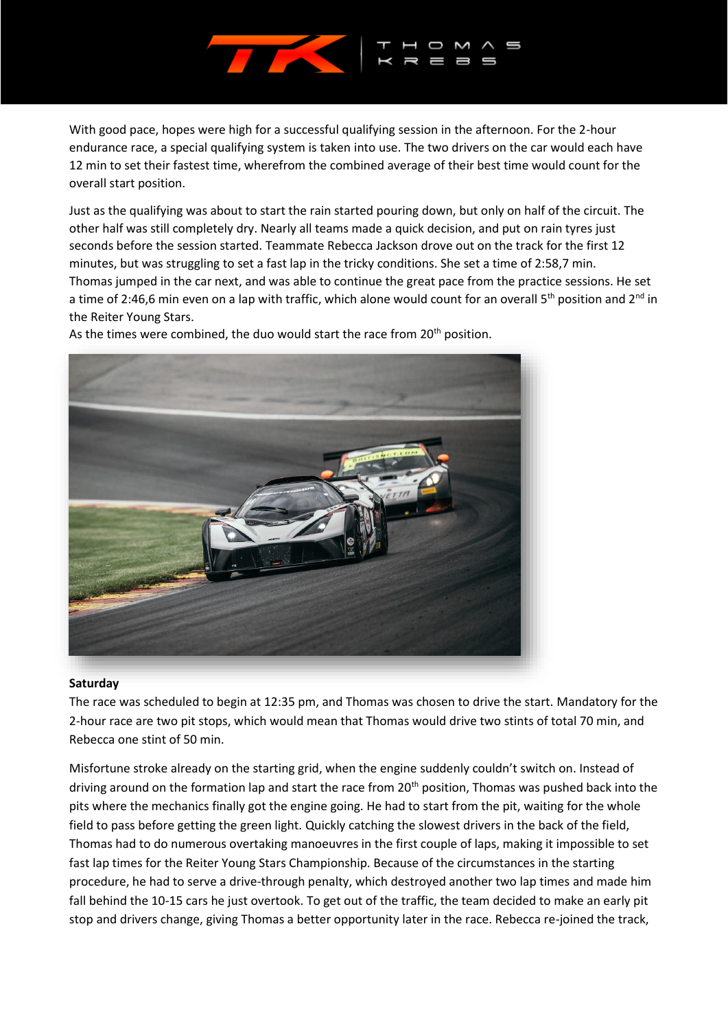With good pace, hopes were high for a successful qualifying session in the afternoon. For the 2-hour endurance race, a special qualifying system is taken into use. The two drivers on the car would each have 12 min to set their fastest time, wherefrom the combined average of their best time would count for the overall start position.

Just as the qualifying was about to start the rain started pouring down, but only on half of the circuit. The other half was still completely dry. Nearly all teams made a quick decision, and put on rain tyres just seconds before the session started. Teammate Rebecca Jackson drove out on the track for the first 12 minutes, but was struggling to set a fast lap in the tricky conditions. She set a time of 2:58,7 min. Thomas jumped in the car next, and was able to continue the great pace from the practice sessions. He set a time of 2:46,6 min even on a lap with traffic, which alone would count for an overall 5th position and 2nd in the Reiter Young Stars.
As the times were combined, the duo would start the race from 20th position.

**Saturday**
The race was scheduled to begin at 12:35 pm, and Thomas was chosen to drive the start. Mandatory for the 2-hour race are two pit stops, which would mean that Thomas would drive two stints of total 70 min, and Rebecca one stint of 50 min.

Misfortune stroke already on the starting grid, when the engine suddenly couldn't switch on. Instead of driving around on the formation lap and start the race from 20th position, Thomas was pushed back into the pits where the mechanics finally got the engine going. He had to start from the pit, waiting for the whole field to pass before getting the green light. Quickly catching the slowest drivers in the back of the field, Thomas had to do numerous overtaking manoeuvres in the first couple of laps, making it impossible to set fast lap times for the Reiter Young Stars Championship. Because of the circumstances in the starting procedure, he had to serve a drive-through penalty, which destroyed another two lap times and made him fall behind the 10-15 cars he just overtook. To get out of the traffic, the team decided to make an early pit stop and drivers change, giving Thomas a better opportunity later in the race. Rebecca re-joined the track,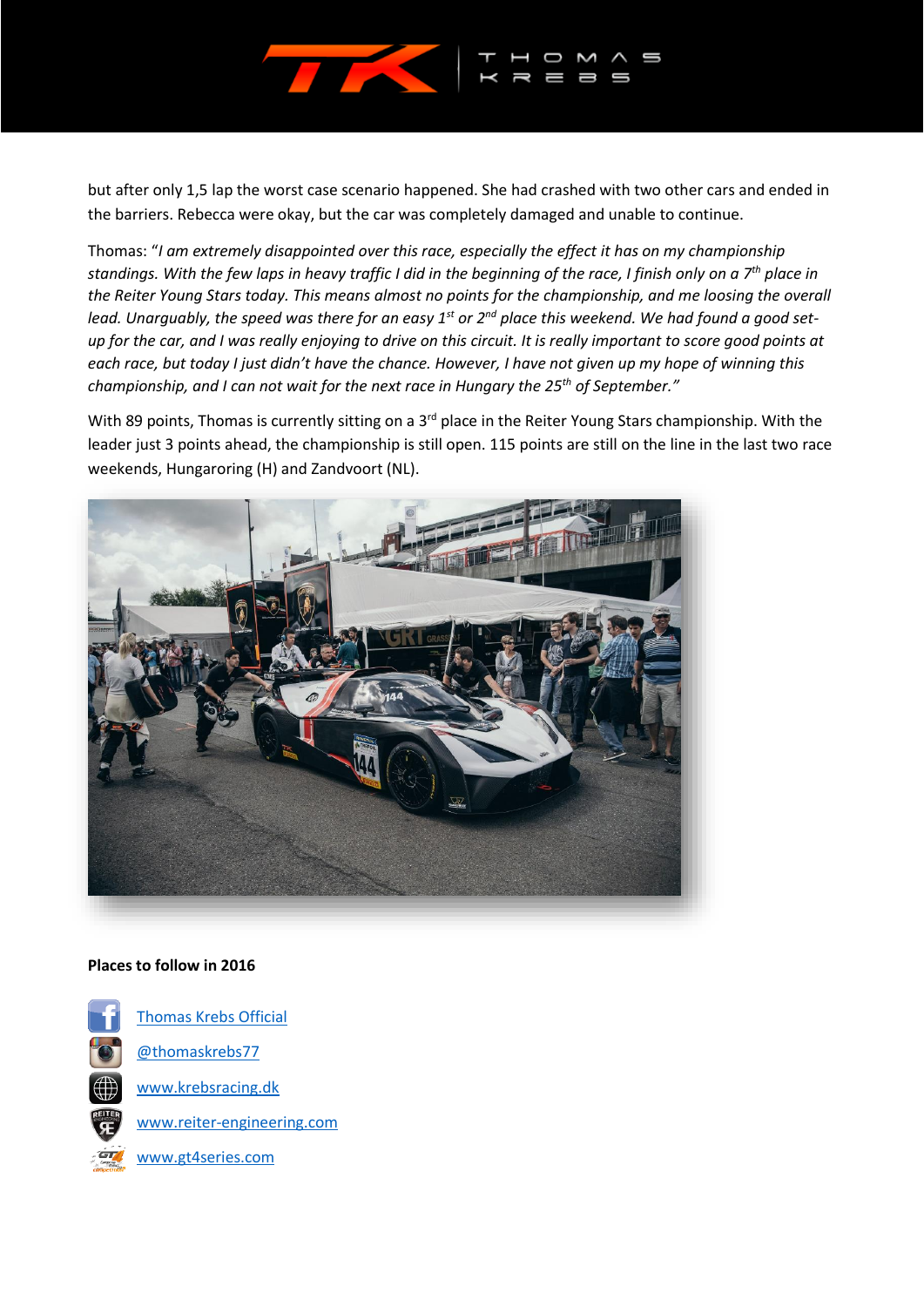but after only 1,5 lap the worst case scenario happened. She had crashed with two other cars and ended in the barriers. Rebecca were okay, but the car was completely damaged and unable to continue.

Thomas: "*I am extremely disappointed over this race, especially the effect it has on my championship standings. With the few laps in heavy traffic I did in the beginning of the race, I finish only on a 7th place in the Reiter Young Stars today. This means almost no points for the championship, and me loosing the overall lead. Unarguably, the speed was there for an easy 1st or 2nd place this weekend. We had found a good set-up for the car, and I was really enjoying to drive on this circuit. It is really important to score good points at each race, but today I just didn't have the chance. However, I have not given up my hope of winning this championship, and I can not wait for the next race in Hungary the 25th of September.*"

With 89 points, Thomas is currently sitting on a 3rd place in the Reiter Young Stars championship. With the leader just 3 points ahead, the championship is still open. 115 points are still on the line in the last two race weekends, Hungaroring (H) and Zandvoort (NL).

**Places to follow in 2016**

[Thomas Krebs Official]

[@thomaskrebs77]

[www.krebsracing.dk]

[www.reiter-engineering.com]

[www.gt4series.com]